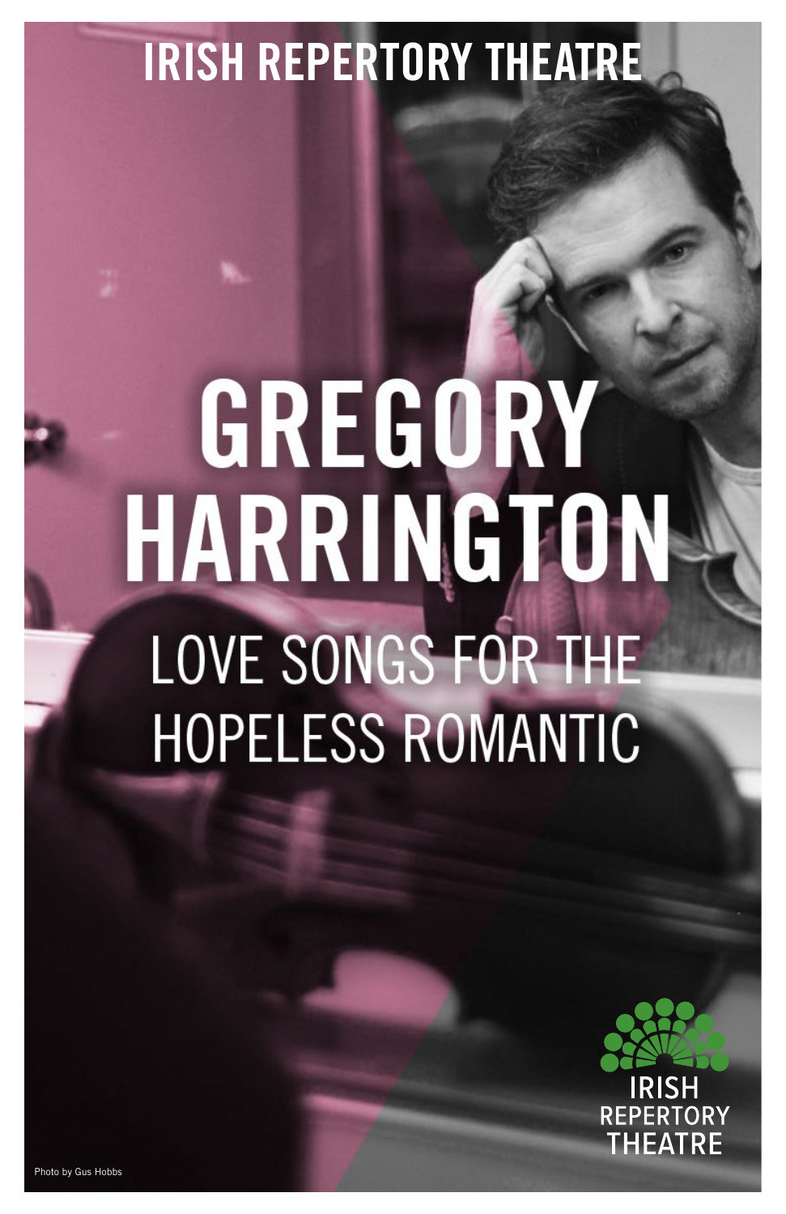# IRISH REPERTORY THEATRE

# GREGORY HARRINGTON

## LOVE SONGS FOR THE HOPELESS ROMANTIC

IRISH REPERTORY THEATRE

Photo by Gus Hobbs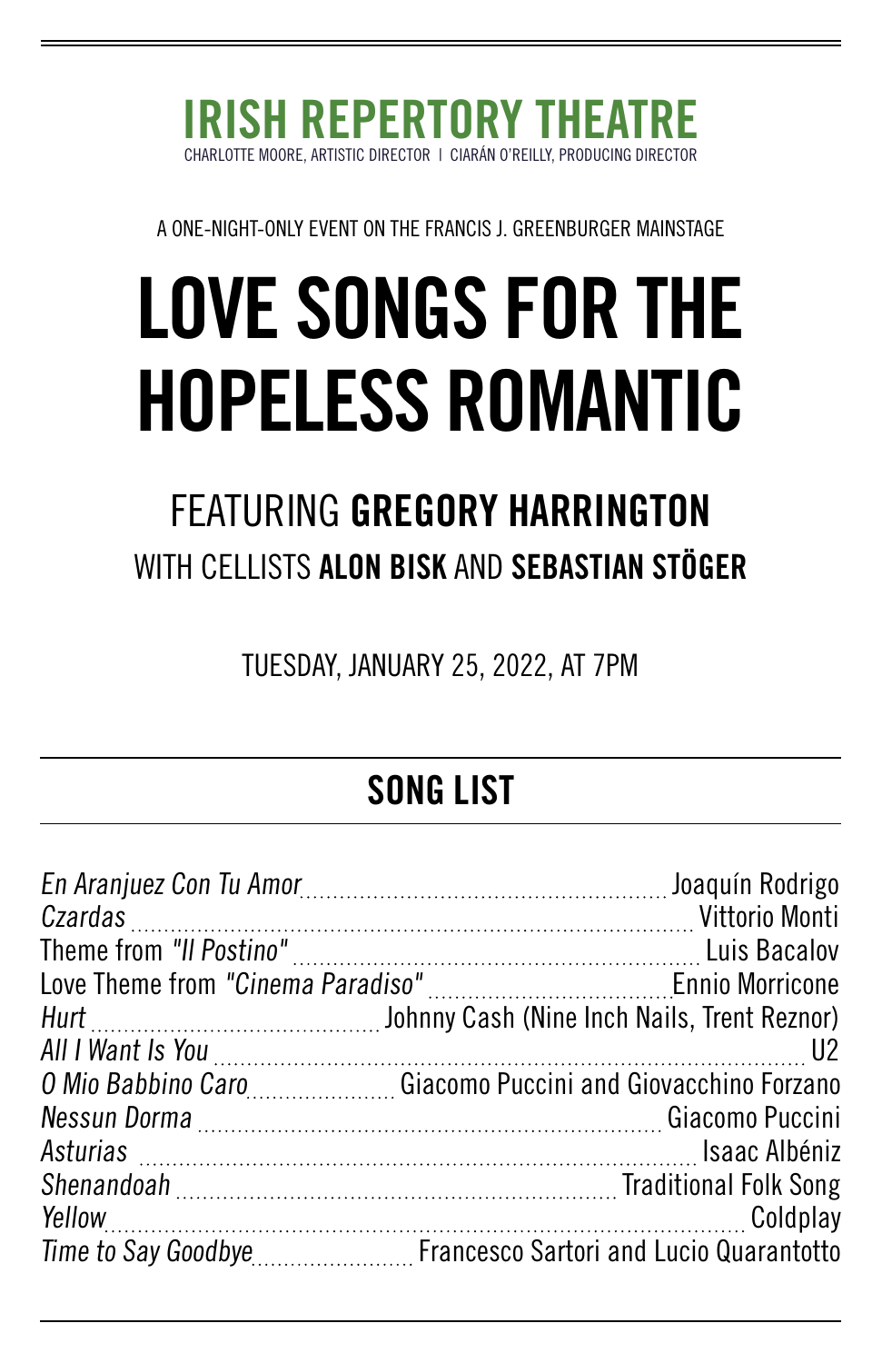# IRISH REPERTORY THEATRE

CHARLOTTE MOORE, ARTISTIC DIRECTOR | CIARÁN O'REILLY, PRODUCING DIRECTOR

A ONE-NIGHT-ONLY EVENT ON THE FRANCIS J. GREENBURGER MAINSTAGE

# LOVE SONGS FOR THE HOPELESS ROMANTIC

## FEATURING **GREGORY HARRINGTON**

WITH CELLISTS **ALON BISK** AND **SEBASTIAN STÖGER**

TUESDAY, JANUARY 25, 2022, AT 7PM

## SONG LIST

*En Aranjuez Con Tu Amor* .......... Joaquín Rodrigo
*Czardas* .......... Vittorio Monti
Theme from *"Il Postino"* .......... Luis Bacalov
Love Theme from *"Cinema Paradiso"* .......... Ennio Morricone
*Hurt* .......... Johnny Cash (Nine Inch Nails, Trent Reznor)
*All I Want Is You* .......... U2
*O Mio Babbino Caro* .......... Giacomo Puccini and Giovacchino Forzano
*Nessun Dorma* .......... Giacomo Puccini
*Asturias* .......... Isaac Albéniz
*Shenandoah* .......... Traditional Folk Song
*Yellow* .......... Coldplay
*Time to Say Goodbye* .......... Francesco Sartori and Lucio Quarantotto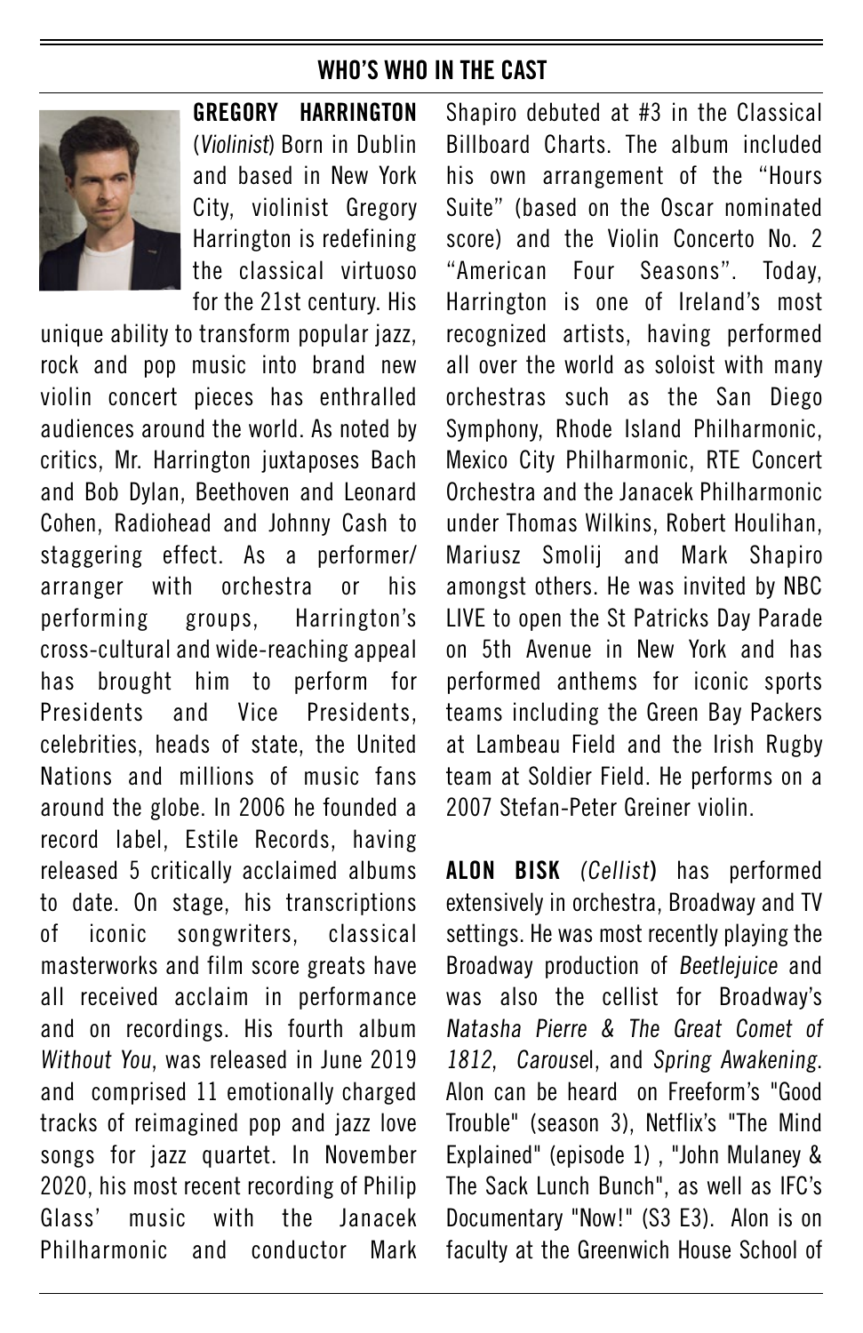## WHO'S WHO IN THE CAST

**GREGORY HARRINGTON** (*Violinist*) Born in Dublin and based in New York City, violinist Gregory Harrington is redefining the classical virtuoso for the 21st century. His unique ability to transform popular jazz, rock and pop music into brand new violin concert pieces has enthralled audiences around the world. As noted by critics, Mr. Harrington juxtaposes Bach and Bob Dylan, Beethoven and Leonard Cohen, Radiohead and Johnny Cash to staggering effect. As a performer/ arranger with orchestra or his performing groups, Harrington's cross-cultural and wide-reaching appeal has brought him to perform for Presidents and Vice Presidents, celebrities, heads of state, the United Nations and millions of music fans around the globe. In 2006 he founded a record label, Estile Records, having released 5 critically acclaimed albums to date. On stage, his transcriptions of iconic songwriters, classical masterworks and film score greats have all received acclaim in performance and on recordings. His fourth album *Without You*, was released in June 2019 and comprised 11 emotionally charged tracks of reimagined pop and jazz love songs for jazz quartet. In November 2020, his most recent recording of Philip Glass' music with the Janacek Philharmonic and conductor Mark Shapiro debuted at #3 in the Classical Billboard Charts. The album included his own arrangement of the "Hours Suite" (based on the Oscar nominated score) and the Violin Concerto No. 2 "American Four Seasons". Today, Harrington is one of Ireland's most recognized artists, having performed all over the world as soloist with many orchestras such as the San Diego Symphony, Rhode Island Philharmonic, Mexico City Philharmonic, RTE Concert Orchestra and the Janacek Philharmonic under Thomas Wilkins, Robert Houlihan, Mariusz Smolij and Mark Shapiro amongst others. He was invited by NBC LIVE to open the St Patricks Day Parade on 5th Avenue in New York and has performed anthems for iconic sports teams including the Green Bay Packers at Lambeau Field and the Irish Rugby team at Soldier Field. He performs on a 2007 Stefan-Peter Greiner violin.

**ALON BISK** *(Cellist)* has performed extensively in orchestra, Broadway and TV settings. He was most recently playing the Broadway production of *Beetlejuice* and was also the cellist for Broadway's *Natasha Pierre & The Great Comet of 1812*, *Carousel*, and *Spring Awakening*. Alon can be heard on Freeform's "Good Trouble" (season 3), Netflix's "The Mind Explained" (episode 1) , "John Mulaney & The Sack Lunch Bunch", as well as IFC's Documentary "Now!" (S3 E3). Alon is on faculty at the Greenwich House School of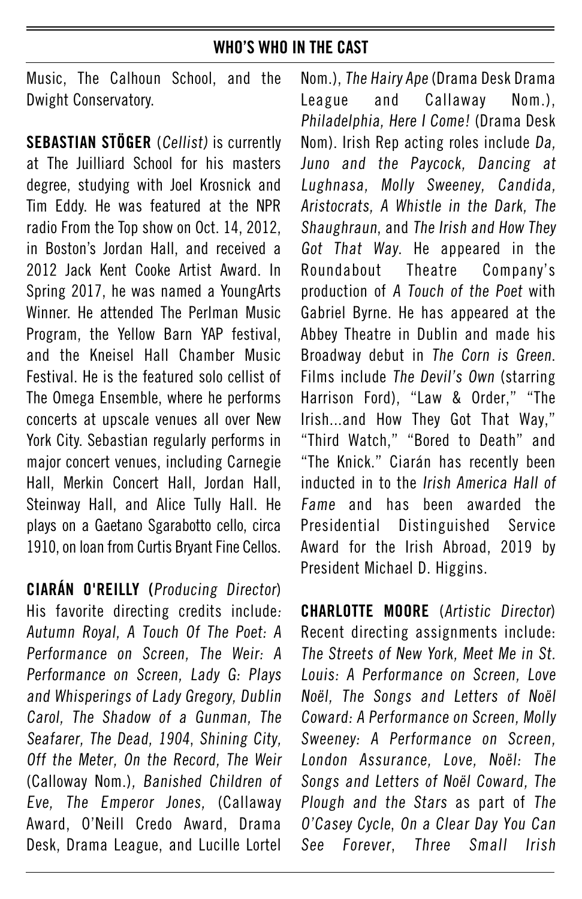## WHO'S WHO IN THE CAST

Music, The Calhoun School, and the Dwight Conservatory.

**SEBASTIAN STÖGER** (*Cellist)* is currently at The Juilliard School for his masters degree, studying with Joel Krosnick and Tim Eddy. He was featured at the NPR radio From the Top show on Oct. 14, 2012, in Boston's Jordan Hall, and received a 2012 Jack Kent Cooke Artist Award. In Spring 2017, he was named a YoungArts Winner. He attended The Perlman Music Program, the Yellow Barn YAP festival, and the Kneisel Hall Chamber Music Festival. He is the featured solo cellist of The Omega Ensemble, where he performs concerts at upscale venues all over New York City. Sebastian regularly performs in major concert venues, including Carnegie Hall, Merkin Concert Hall, Jordan Hall, Steinway Hall, and Alice Tully Hall. He plays on a Gaetano Sgarabotto cello, circa 1910, on loan from Curtis Bryant Fine Cellos.

**CIARÁN O'REILLY (***Producing Director*) His favorite directing credits include: *Autumn Royal, A Touch Of The Poet: A Performance on Screen, The Weir: A Performance on Screen, Lady G: Plays and Whisperings of Lady Gregory, Dublin Carol, The Shadow of a Gunman, The Seafarer, The Dead, 1904*, *Shining City, Off the Meter, On the Record, The Weir* (Calloway Nom.), *Banished Children of Eve, The Emperor Jones,* (Callaway Award, O'Neill Credo Award, Drama Desk, Drama League, and Lucille Lortel Nom.), *The Hairy Ape* (Drama Desk Drama League and Callaway Nom.), *Philadelphia, Here I Come!* (Drama Desk Nom). Irish Rep acting roles include *Da, Juno and the Paycock, Dancing at Lughnasa, Molly Sweeney, Candida, Aristocrats, A Whistle in the Dark, The Shaughraun*, and *The Irish and How They Got That Way*. He appeared in the Roundabout Theatre Company's production of *A Touch of the Poet* with Gabriel Byrne. He has appeared at the Abbey Theatre in Dublin and made his Broadway debut in *The Corn is Green*. Films include *The Devil's Own* (starring Harrison Ford), "Law & Order," "The Irish...and How They Got That Way," "Third Watch," "Bored to Death" and "The Knick." Ciarán has recently been inducted in to the *Irish America Hall of Fame* and has been awarded the Presidential Distinguished Service Award for the Irish Abroad, 2019 by President Michael D. Higgins.

**CHARLOTTE MOORE** (*Artistic Director*) Recent directing assignments include: *The Streets of New York, Meet Me in St. Louis: A Performance on Screen, Love Noël, The Songs and Letters of Noël Coward: A Performance on Screen, Molly Sweeney: A Performance on Screen, London Assurance, Love, Noël: The Songs and Letters of Noël Coward, The Plough and the Stars* as part of *The O'Casey Cycle*, *On a Clear Day You Can See Forever*, *Three Small Irish*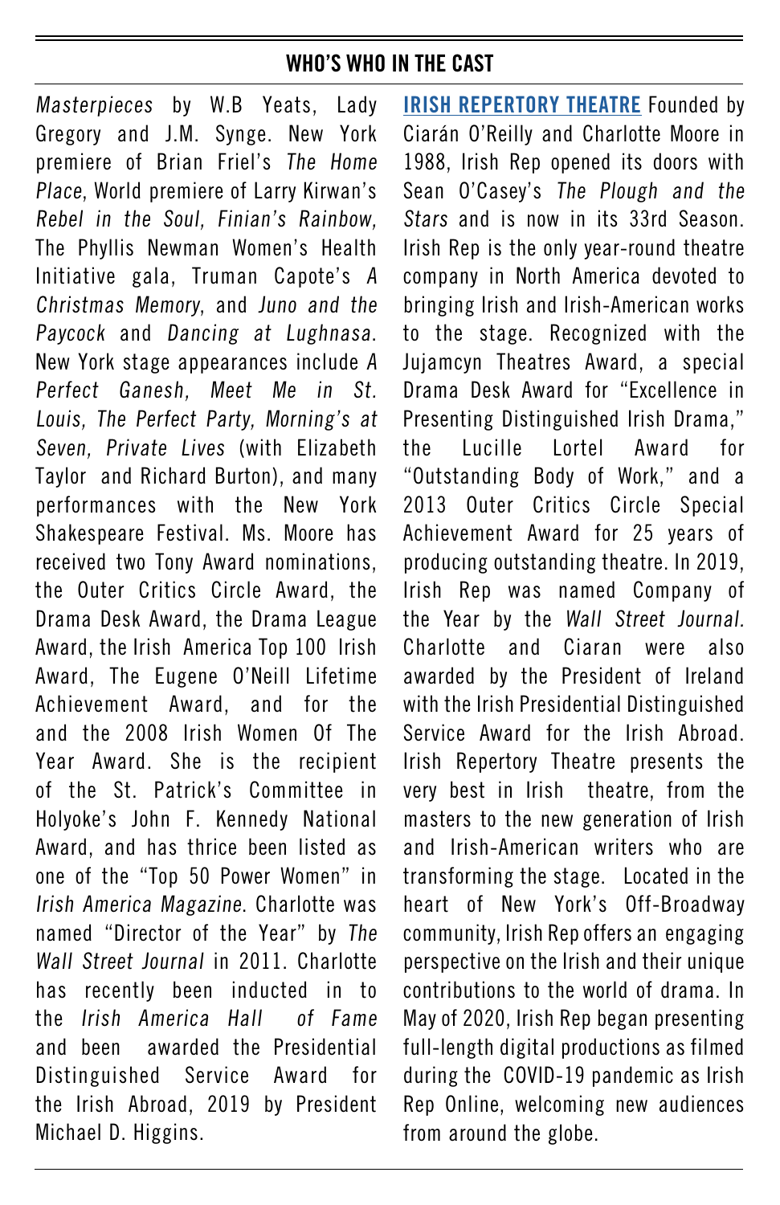## WHO'S WHO IN THE CAST

*Masterpieces* by W.B Yeats, Lady Gregory and J.M. Synge. New York premiere of Brian Friel's *The Home Place*, World premiere of Larry Kirwan's *Rebel in the Soul, Finian's Rainbow,* The Phyllis Newman Women's Health Initiative gala, Truman Capote's *A Christmas Memory*, and *Juno and the Paycock* and *Dancing at Lughnasa*. New York stage appearances include *A Perfect Ganesh, Meet Me in St. Louis, The Perfect Party, Morning's at Seven, Private Lives* (with Elizabeth Taylor and Richard Burton), and many performances with the New York Shakespeare Festival. Ms. Moore has received two Tony Award nominations, the Outer Critics Circle Award, the Drama Desk Award, the Drama League Award, the Irish America Top 100 Irish Award, The Eugene O'Neill Lifetime Achievement Award, and for the and the 2008 Irish Women Of The Year Award. She is the recipient of the St. Patrick's Committee in Holyoke's John F. Kennedy National Award, and has thrice been listed as one of the "Top 50 Power Women" in *Irish America Magazine*. Charlotte was named "Director of the Year" by *The Wall Street Journal* in 2011. Charlotte has recently been inducted in to the *Irish America Hall of Fame* and been awarded the Presidential Distinguished Service Award for the Irish Abroad, 2019 by President Michael D. Higgins.

**IRISH REPERTORY THEATRE** Founded by Ciarán O'Reilly and Charlotte Moore in 1988, Irish Rep opened its doors with Sean O'Casey's *The Plough and the Stars* and is now in its 33rd Season. Irish Rep is the only year-round theatre company in North America devoted to bringing Irish and Irish-American works to the stage. Recognized with the Jujamcyn Theatres Award, a special Drama Desk Award for "Excellence in Presenting Distinguished Irish Drama," the Lucille Lortel Award for "Outstanding Body of Work," and a 2013 Outer Critics Circle Special Achievement Award for 25 years of producing outstanding theatre. In 2019, Irish Rep was named Company of the Year by the *Wall Street Journal*. Charlotte and Ciaran were also awarded by the President of Ireland with the Irish Presidential Distinguished Service Award for the Irish Abroad. Irish Repertory Theatre presents the very best in Irish theatre, from the masters to the new generation of Irish and Irish-American writers who are transforming the stage. Located in the heart of New York's Off-Broadway community, Irish Rep offers an engaging perspective on the Irish and their unique contributions to the world of drama. In May of 2020, Irish Rep began presenting full-length digital productions as filmed during the COVID-19 pandemic as Irish Rep Online, welcoming new audiences from around the globe.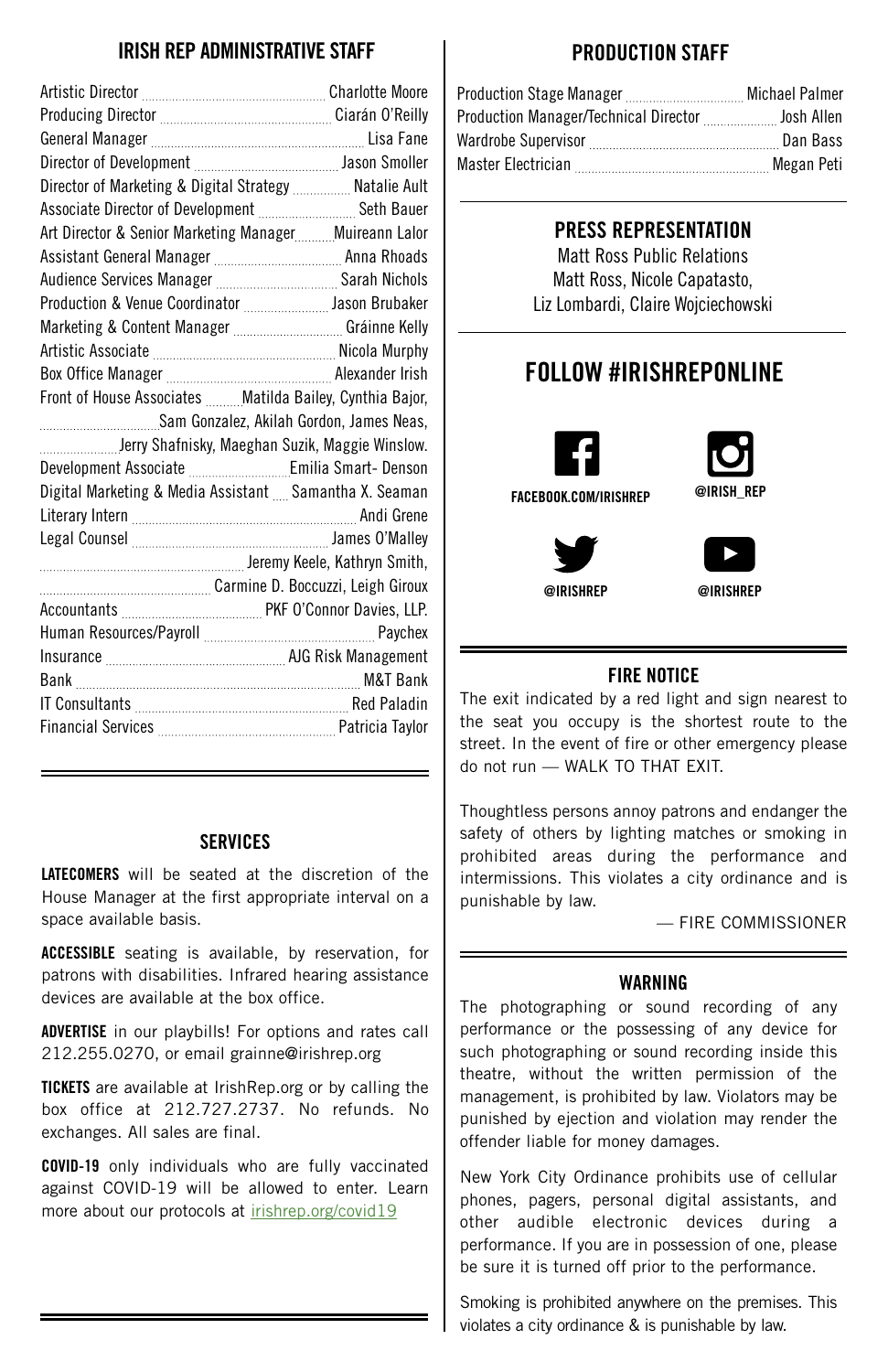## IRISH REP ADMINISTRATIVE STAFF

Artistic Director ..... Charlotte Moore
Producing Director ..... Ciarán O'Reilly
General Manager ..... Lisa Fane
Director of Development ..... Jason Smoller
Director of Marketing & Digital Strategy ..... Natalie Ault
Associate Director of Development ..... Seth Bauer
Art Director & Senior Marketing Manager ..... Muireann Lalor
Assistant General Manager ..... Anna Rhoads
Audience Services Manager ..... Sarah Nichols
Production & Venue Coordinator ..... Jason Brubaker
Marketing & Content Manager ..... Gráinne Kelly
Artistic Associate ..... Nicola Murphy
Box Office Manager ..... Alexander Irish
Front of House Associates ..... Matilda Bailey, Cynthia Bajor, Sam Gonzalez, Akilah Gordon, James Neas, Jerry Shafnisky, Maeghan Suzik, Maggie Winslow.
Development Associate ..... Emilia Smart- Denson
Digital Marketing & Media Assistant ..... Samantha X. Seaman
Literary Intern ..... Andi Grene
Legal Counsel ..... James O'Malley, Jeremy Keele, Kathryn Smith, Carmine D. Boccuzzi, Leigh Giroux
Accountants ..... PKF O'Connor Davies, LLP.
Human Resources/Payroll ..... Paychex
Insurance ..... AJG Risk Management
Bank ..... M&T Bank
IT Consultants ..... Red Paladin
Financial Services ..... Patricia Taylor

## SERVICES

**LATECOMERS** will be seated at the discretion of the House Manager at the first appropriate interval on a space available basis.

**ACCESSIBLE** seating is available, by reservation, for patrons with disabilities. Infrared hearing assistance devices are available at the box office.

**ADVERTISE** in our playbills! For options and rates call 212.255.0270, or email grainne@irishrep.org

**TICKETS** are available at IrishRep.org or by calling the box office at 212.727.2737. No refunds. No exchanges. All sales are final.

**COVID-19** only individuals who are fully vaccinated against COVID-19 will be allowed to enter. Learn more about our protocols at irishrep.org/covid19

## PRODUCTION STAFF

Production Stage Manager ..... Michael Palmer
Production Manager/Technical Director ..... Josh Allen
Wardrobe Supervisor ..... Dan Bass
Master Electrician ..... Megan Peti

## PRESS REPRESENTATION

Matt Ross Public Relations
Matt Ross, Nicole Capatasto,
Liz Lombardi, Claire Wojciechowski

## FOLLOW #IRISHREPONLINE

FACEBOOK.COM/IRISHREP
@IRISH_REP
@IRISHREP
@IRISHREP

## FIRE NOTICE

The exit indicated by a red light and sign nearest to the seat you occupy is the shortest route to the street. In the event of fire or other emergency please do not run — WALK TO THAT EXIT.

Thoughtless persons annoy patrons and endanger the safety of others by lighting matches or smoking in prohibited areas during the performance and intermissions. This violates a city ordinance and is punishable by law.

— FIRE COMMISSIONER

## WARNING

The photographing or sound recording of any performance or the possessing of any device for such photographing or sound recording inside this theatre, without the written permission of the management, is prohibited by law. Violators may be punished by ejection and violation may render the offender liable for money damages.

New York City Ordinance prohibits use of cellular phones, pagers, personal digital assistants, and other audible electronic devices during a performance. If you are in possession of one, please be sure it is turned off prior to the performance.

Smoking is prohibited anywhere on the premises. This violates a city ordinance & is punishable by law.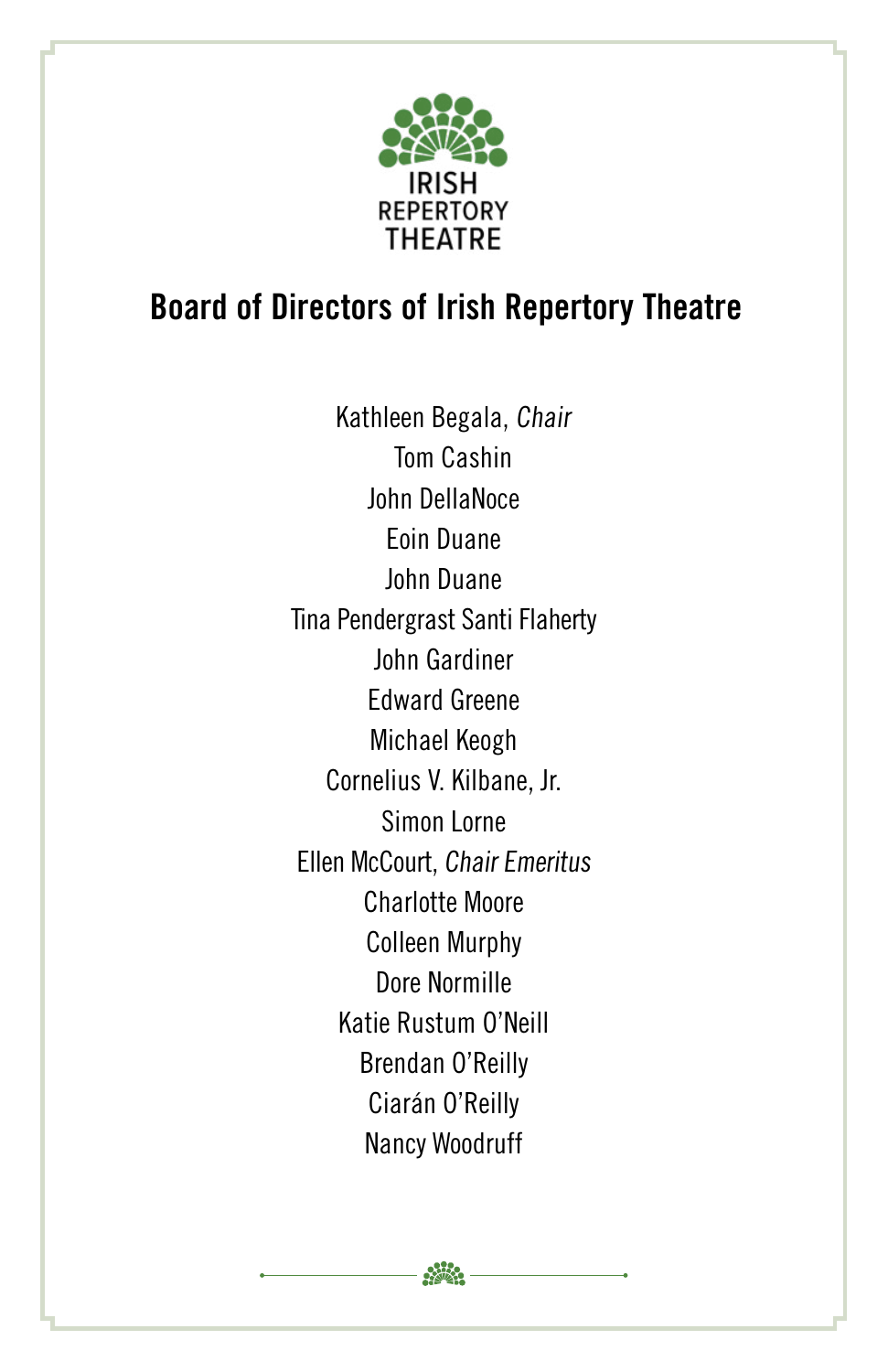IRISH
REPERTORY
THEATRE

# Board of Directors of Irish Repertory Theatre

Kathleen Begala, *Chair*
Tom Cashin
John DellaNoce
Eoin Duane
John Duane
Tina Pendergrast Santi Flaherty
John Gardiner
Edward Greene
Michael Keogh
Cornelius V. Kilbane, Jr.
Simon Lorne
Ellen McCourt, *Chair Emeritus*
Charlotte Moore
Colleen Murphy
Dore Normille
Katie Rustum O'Neill
Brendan O'Reilly
Ciarán O'Reilly
Nancy Woodruff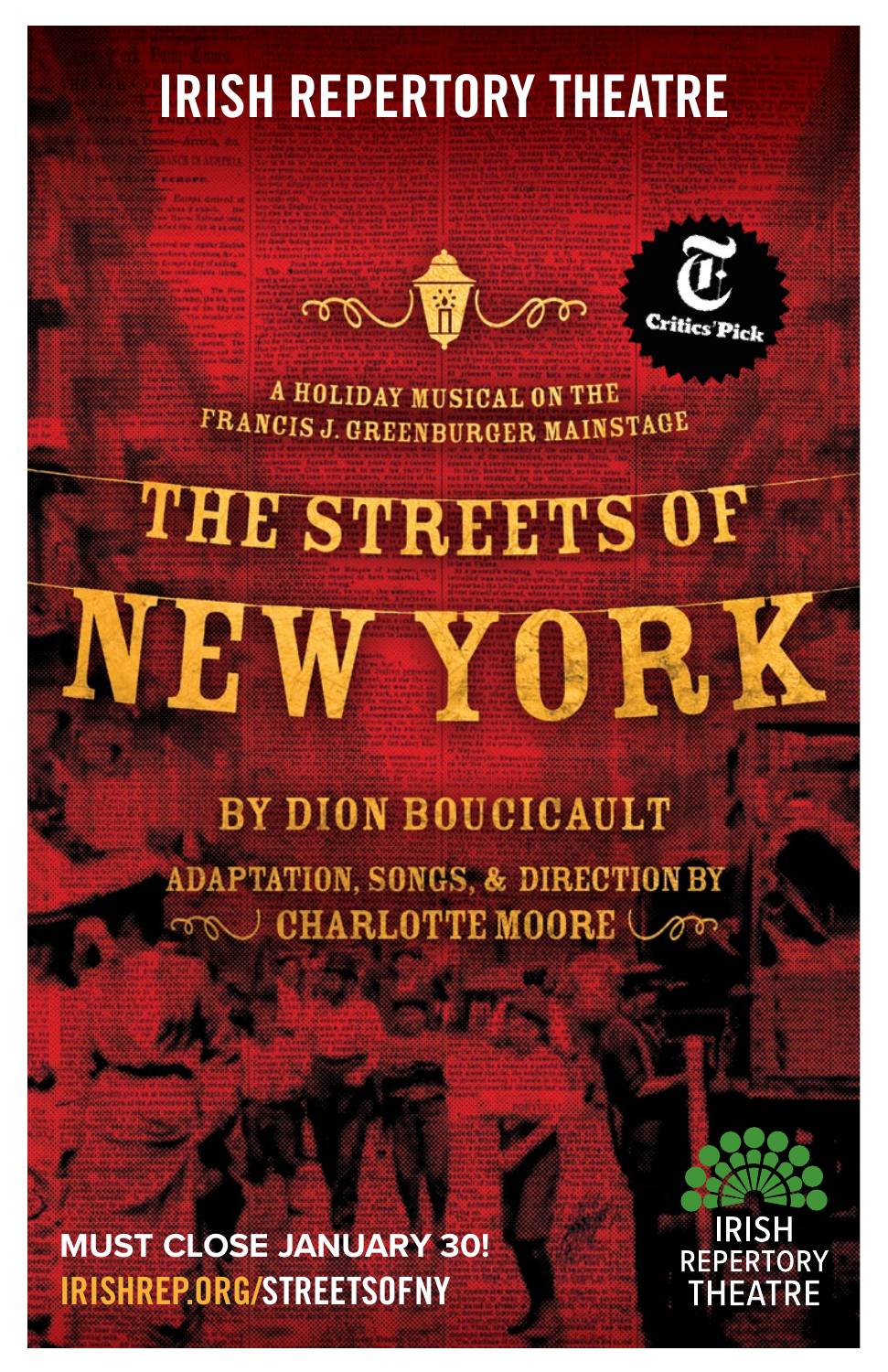# IRISH REPERTORY THEATRE

Critics' Pick

A HOLIDAY MUSICAL ON THE FRANCIS J. GREENBURGER MAINSTAGE

# THE STREETS OF NEW YORK

BY DION BOUCICAULT

ADAPTATION, SONGS, & DIRECTION BY CHARLOTTE MOORE

**MUST CLOSE JANUARY 30!**

IRISHREP.ORG/STREETSOFNY

IRISH REPERTORY THEATRE